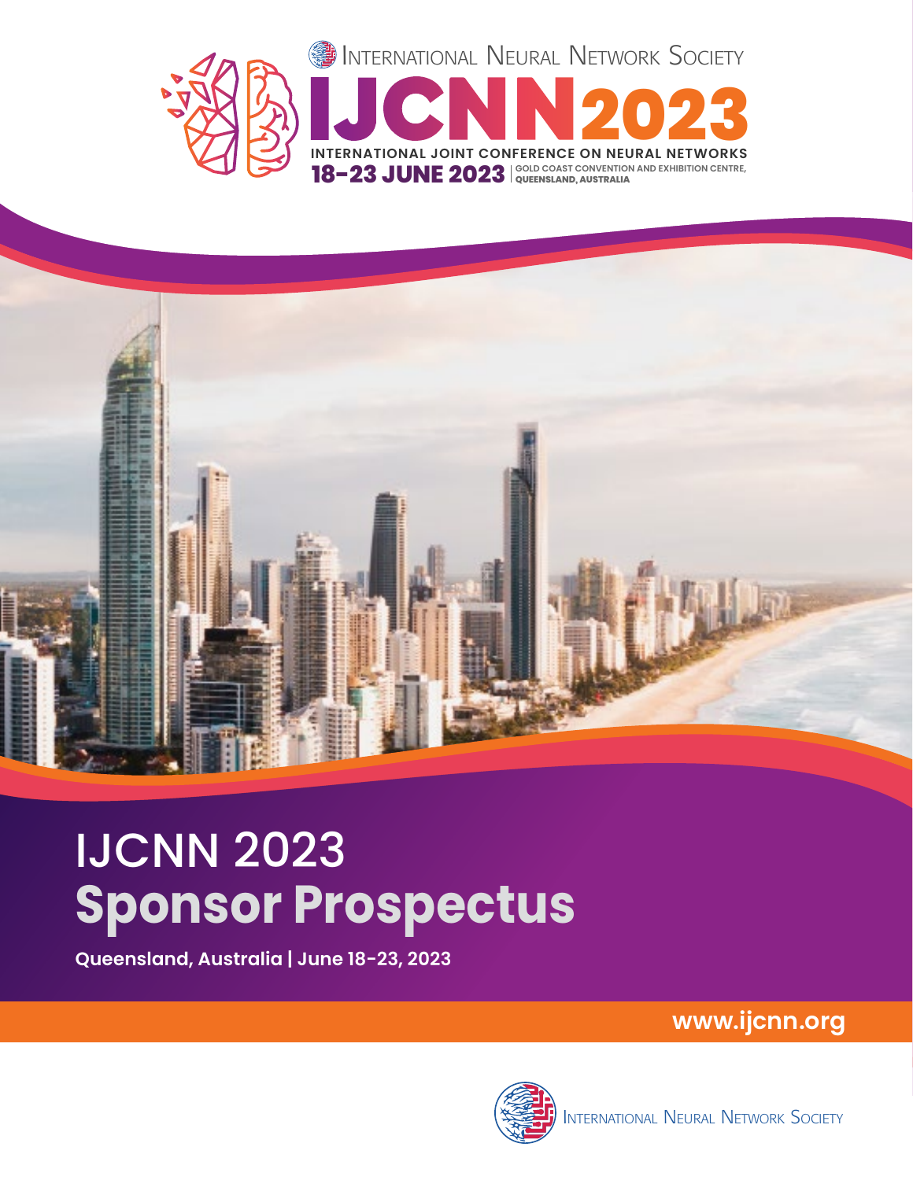International Neural Network Society

# IJCNN2023

INTERNATIONAL JOINT CONFERENCE ON NEURAL NETWORKS

**18-23 JUNE 2023** | GOLD COAST CONVENTION AND EXHIBITION CENTRE, QUEENSLAND, AUSTRALIA

# IJCNN 2023 **Sponsor Prospectus**

**Queensland, Australia | June 18-23, 2023**

**www.ijcnn.org**

International Neural Network Society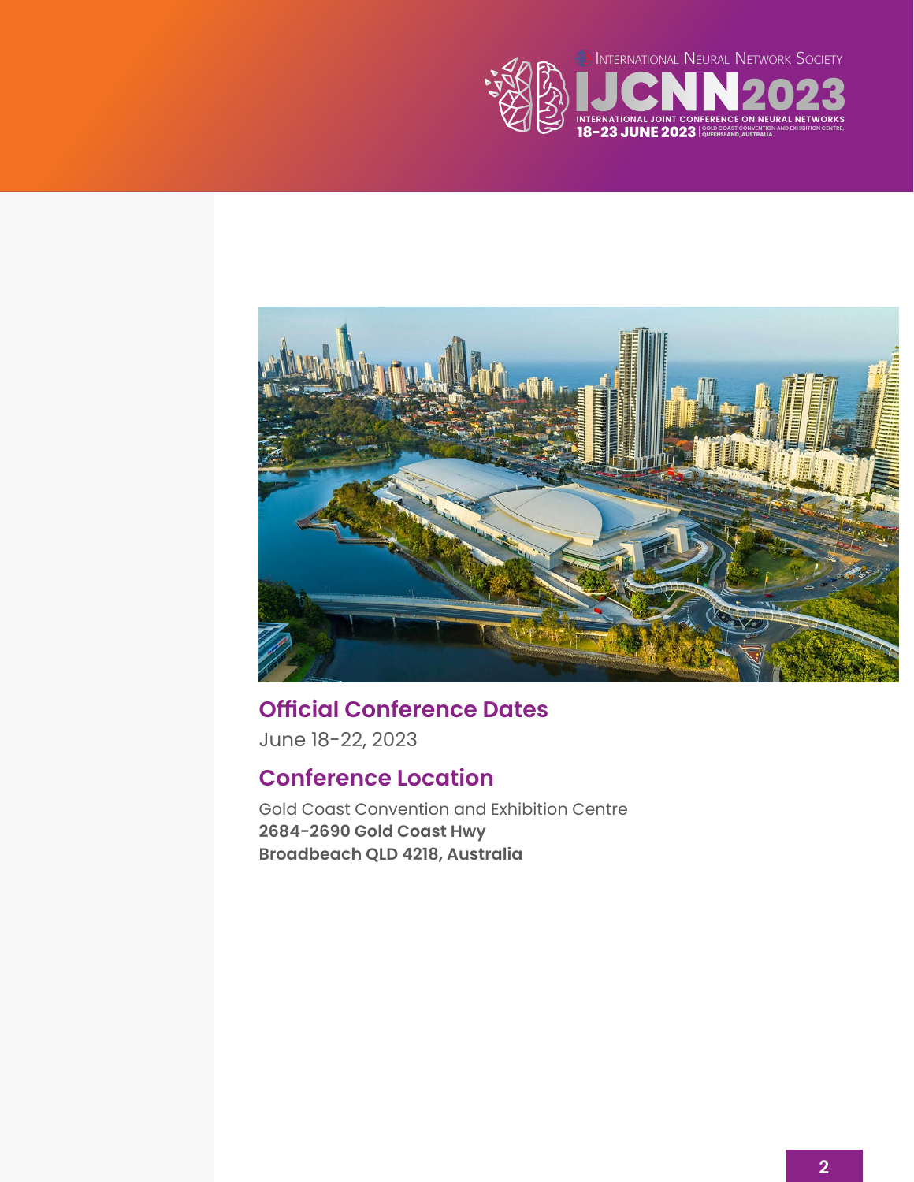## Official Conference Dates

June 18-22, 2023

## Conference Location

Gold Coast Convention and Exhibition Centre
**2684-2690 Gold Coast Hwy**
**Broadbeach QLD 4218, Australia**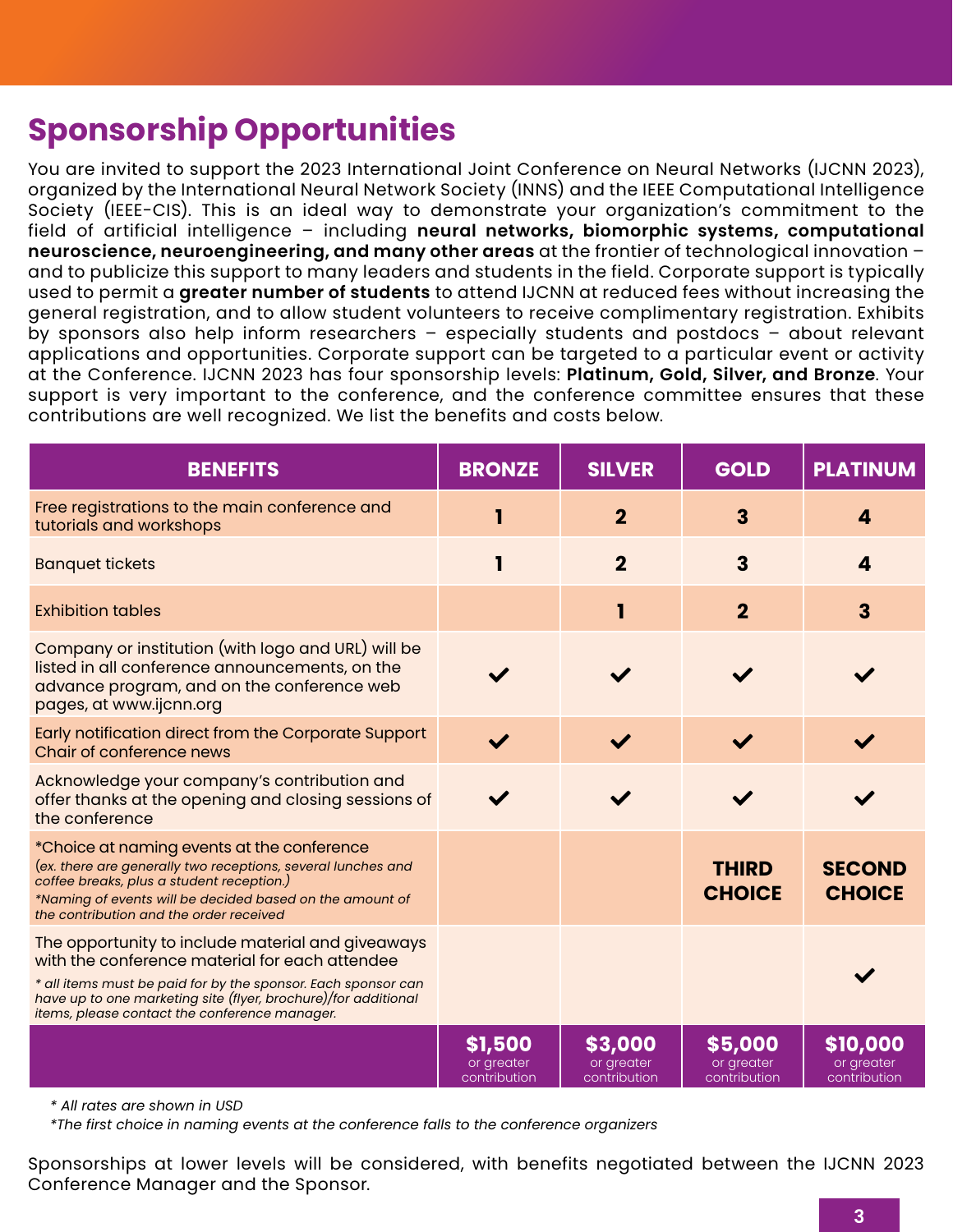# Sponsorship Opportunities

You are invited to support the 2023 International Joint Conference on Neural Networks (IJCNN 2023), organized by the International Neural Network Society (INNS) and the IEEE Computational Intelligence Society (IEEE-CIS). This is an ideal way to demonstrate your organization's commitment to the field of artificial intelligence – including **neural networks, biomorphic systems, computational neuroscience, neuroengineering, and many other areas** at the frontier of technological innovation – and to publicize this support to many leaders and students in the field. Corporate support is typically used to permit a **greater number of students** to attend IJCNN at reduced fees without increasing the general registration, and to allow student volunteers to receive complimentary registration. Exhibits by sponsors also help inform researchers – especially students and postdocs – about relevant applications and opportunities. Corporate support can be targeted to a particular event or activity at the Conference. IJCNN 2023 has four sponsorship levels: **Platinum, Gold, Silver, and Bronze**. Your support is very important to the conference, and the conference committee ensures that these contributions are well recognized. We list the benefits and costs below.

| BENEFITS | BRONZE | SILVER | GOLD | PLATINUM |
|---|---|---|---|---|
| Free registrations to the main conference and tutorials and workshops | 1 | 2 | 3 | 4 |
| Banquet tickets | 1 | 2 | 3 | 4 |
| Exhibition tables | | 1 | 2 | 3 |
| Company or institution (with logo and URL) will be listed in all conference announcements, on the advance program, and on the conference web pages, at www.ijcnn.org | ✔ | ✔ | ✔ | ✔ |
| Early notification direct from the Corporate Support Chair of conference news | ✔ | ✔ | ✔ | ✔ |
| Acknowledge your company's contribution and offer thanks at the opening and closing sessions of the conference | ✔ | ✔ | ✔ | ✔ |
| *Choice at naming events at the conference *(ex. there are generally two receptions, several lunches and coffee breaks, plus a student reception.)* *\*Naming of events will be decided based on the amount of the contribution and the order received* | | | **THIRD CHOICE** | **SECOND CHOICE** |
| The opportunity to include material and giveaways with the conference material for each attendee *\* all items must be paid for by the sponsor. Each sponsor can have up to one marketing site (flyer, brochure)/for additional items, please contact the conference manager.* | | | | ✔ |
| | **$1,500** or greater contribution | **$3,000** or greater contribution | **$5,000** or greater contribution | **$10,000** or greater contribution |

*\* All rates are shown in USD*

*\*The first choice in naming events at the conference falls to the conference organizers*

Sponsorships at lower levels will be considered, with benefits negotiated between the IJCNN 2023 Conference Manager and the Sponsor.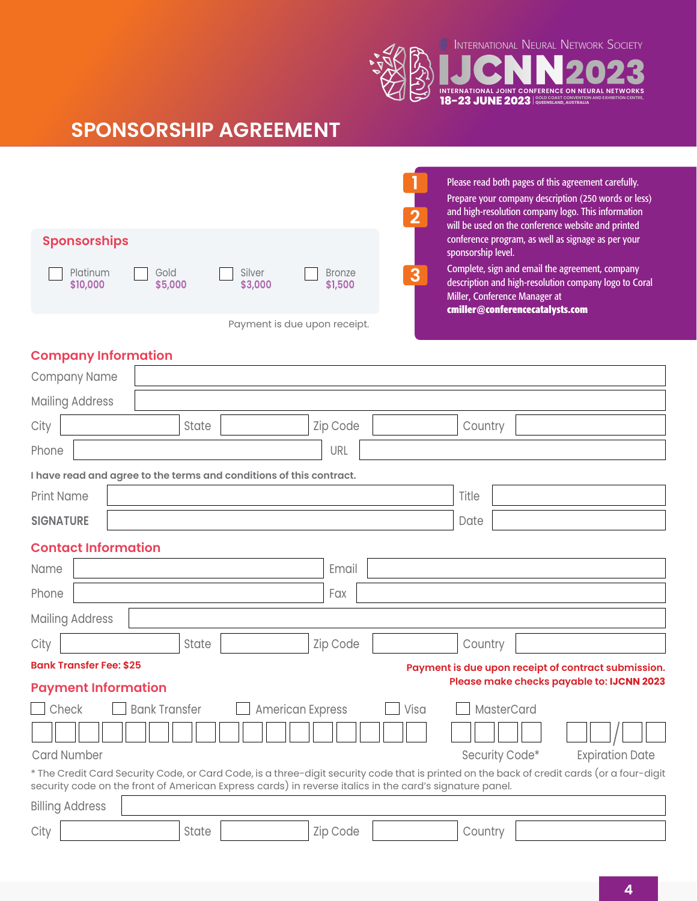International Neural Network Society

# IJCNN 2023

INTERNATIONAL JOINT CONFERENCE ON NEURAL NETWORKS
18–23 JUNE 2023 | GOLD COAST CONVENTION AND EXHIBITION CENTRE, QUEENSLAND, AUSTRALIA

## SPONSORSHIP AGREEMENT

1. Please read both pages of this agreement carefully.
2. Prepare your company description (250 words or less) and high-resolution company logo. This information will be used on the conference website and printed conference program, as well as signage as per your sponsorship level.
3. Complete, sign and email the agreement, company description and high-resolution company logo to Coral Miller, Conference Manager at **cmiller@conferencecatalysts.com**

### Sponsorships

- ☐ Platinum $10,000
- ☐ Gold $5,000
- ☐ Silver $3,000
- ☐ Bronze $1,500

Payment is due upon receipt.

### Company Information

Company Name ______________________

Mailing Address ______________________

City ________ State ________ Zip Code ________ Country ________

Phone ________ URL ________

**I have read and agree to the terms and conditions of this contract.**

Print Name ________ Title ________

**SIGNATURE** ________ Date ________

### Contact Information

Name ________ Email ________

Phone ________ Fax ________

Mailing Address ______________________

City ________ State ________ Zip Code ________ Country ________

**Bank Transfer Fee: $25**

**Payment is due upon receipt of contract submission.**
**Please make checks payable to: IJCNN 2023**

### Payment Information

☐ Check ☐ Bank Transfer ☐ American Express ☐ Visa ☐ MasterCard

Card Number ________ Security Code* ________ Expiration Date ____/____

* The Credit Card Security Code, or Card Code, is a three-digit security code that is printed on the back of credit cards (or a four-digit security code on the front of American Express cards) in reverse italics in the card's signature panel.

Billing Address ______________________

City ________ State ________ Zip Code ________ Country ________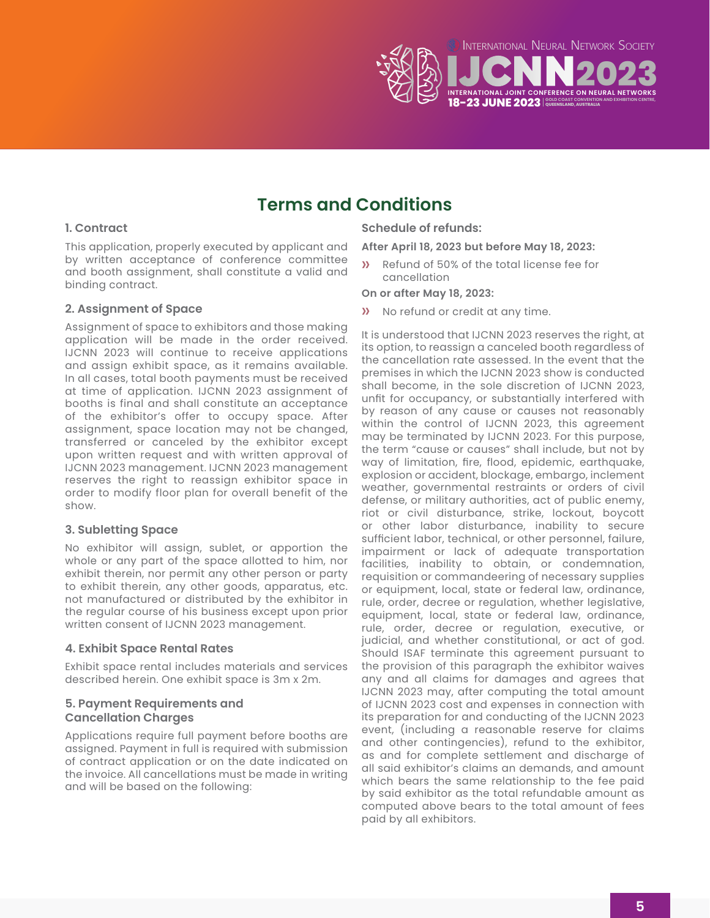# Terms and Conditions

### 1. Contract

This application, properly executed by applicant and by written acceptance of conference committee and booth assignment, shall constitute a valid and binding contract.

### 2. Assignment of Space

Assignment of space to exhibitors and those making application will be made in the order received. IJCNN 2023 will continue to receive applications and assign exhibit space, as it remains available. In all cases, total booth payments must be received at time of application. IJCNN 2023 assignment of booths is final and shall constitute an acceptance of the exhibitor's offer to occupy space. After assignment, space location may not be changed, transferred or canceled by the exhibitor except upon written request and with written approval of IJCNN 2023 management. IJCNN 2023 management reserves the right to reassign exhibitor space in order to modify floor plan for overall benefit of the show.

### 3. Subletting Space

No exhibitor will assign, sublet, or apportion the whole or any part of the space allotted to him, nor exhibit therein, nor permit any other person or party to exhibit therein, any other goods, apparatus, etc. not manufactured or distributed by the exhibitor in the regular course of his business except upon prior written consent of IJCNN 2023 management.

### 4. Exhibit Space Rental Rates

Exhibit space rental includes materials and services described herein. One exhibit space is 3m x 2m.

### 5. Payment Requirements and Cancellation Charges

Applications require full payment before booths are assigned. Payment in full is required with submission of contract application or on the date indicated on the invoice. All cancellations must be made in writing and will be based on the following:

**Schedule of refunds:**

**After April 18, 2023 but before May 18, 2023:**

- Refund of 50% of the total license fee for cancellation

**On or after May 18, 2023:**

- No refund or credit at any time.

It is understood that IJCNN 2023 reserves the right, at its option, to reassign a canceled booth regardless of the cancellation rate assessed. In the event that the premises in which the IJCNN 2023 show is conducted shall become, in the sole discretion of IJCNN 2023, unfit for occupancy, or substantially interfered with by reason of any cause or causes not reasonably within the control of IJCNN 2023, this agreement may be terminated by IJCNN 2023. For this purpose, the term "cause or causes" shall include, but not by way of limitation, fire, flood, epidemic, earthquake, explosion or accident, blockage, embargo, inclement weather, governmental restraints or orders of civil defense, or military authorities, act of public enemy, riot or civil disturbance, strike, lockout, boycott or other labor disturbance, inability to secure sufficient labor, technical, or other personnel, failure, impairment or lack of adequate transportation facilities, inability to obtain, or condemnation, requisition or commandeering of necessary supplies or equipment, local, state or federal law, ordinance, rule, order, decree or regulation, whether legislative, equipment, local, state or federal law, ordinance, rule, order, decree or regulation, executive, or judicial, and whether constitutional, or act of god. Should ISAF terminate this agreement pursuant to the provision of this paragraph the exhibitor waives any and all claims for damages and agrees that IJCNN 2023 may, after computing the total amount of IJCNN 2023 cost and expenses in connection with its preparation for and conducting of the IJCNN 2023 event, (including a reasonable reserve for claims and other contingencies), refund to the exhibitor, as and for complete settlement and discharge of all said exhibitor's claims an demands, and amount which bears the same relationship to the fee paid by said exhibitor as the total refundable amount as computed above bears to the total amount of fees paid by all exhibitors.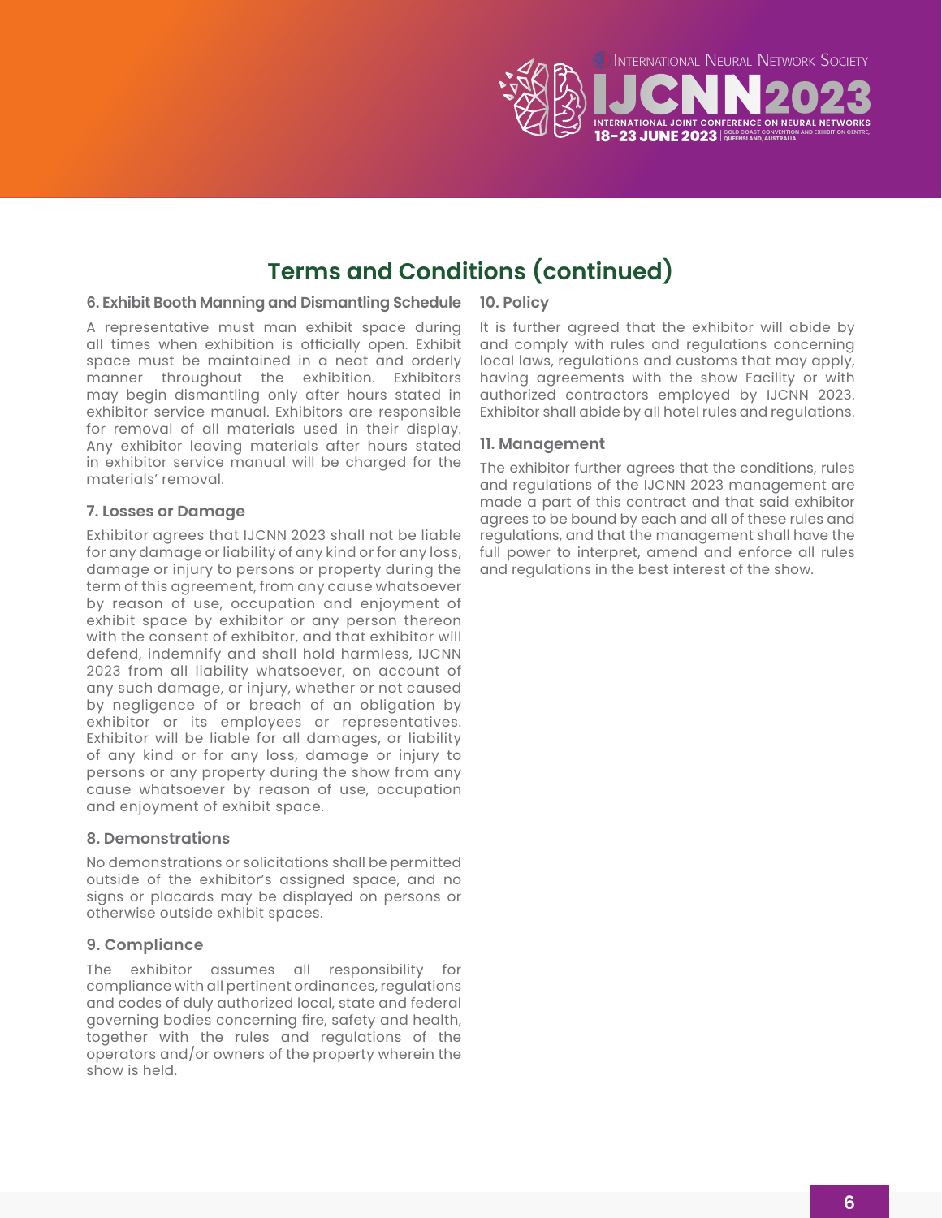# Terms and Conditions (continued)

### 6. Exhibit Booth Manning and Dismantling Schedule

A representative must man exhibit space during all times when exhibition is officially open. Exhibit space must be maintained in a neat and orderly manner throughout the exhibition. Exhibitors may begin dismantling only after hours stated in exhibitor service manual. Exhibitors are responsible for removal of all materials used in their display. Any exhibitor leaving materials after hours stated in exhibitor service manual will be charged for the materials' removal.

### 7. Losses or Damage

Exhibitor agrees that IJCNN 2023 shall not be liable for any damage or liability of any kind or for any loss, damage or injury to persons or property during the term of this agreement, from any cause whatsoever by reason of use, occupation and enjoyment of exhibit space by exhibitor or any person thereon with the consent of exhibitor, and that exhibitor will defend, indemnify and shall hold harmless, IJCNN 2023 from all liability whatsoever, on account of any such damage, or injury, whether or not caused by negligence of or breach of an obligation by exhibitor or its employees or representatives. Exhibitor will be liable for all damages, or liability of any kind or for any loss, damage or injury to persons or any property during the show from any cause whatsoever by reason of use, occupation and enjoyment of exhibit space.

### 8. Demonstrations

No demonstrations or solicitations shall be permitted outside of the exhibitor's assigned space, and no signs or placards may be displayed on persons or otherwise outside exhibit spaces.

### 9. Compliance

The exhibitor assumes all responsibility for compliance with all pertinent ordinances, regulations and codes of duly authorized local, state and federal governing bodies concerning fire, safety and health, together with the rules and regulations of the operators and/or owners of the property wherein the show is held.

### 10. Policy

It is further agreed that the exhibitor will abide by and comply with rules and regulations concerning local laws, regulations and customs that may apply, having agreements with the show Facility or with authorized contractors employed by IJCNN 2023. Exhibitor shall abide by all hotel rules and regulations.

### 11. Management

The exhibitor further agrees that the conditions, rules and regulations of the IJCNN 2023 management are made a part of this contract and that said exhibitor agrees to be bound by each and all of these rules and regulations, and that the management shall have the full power to interpret, amend and enforce all rules and regulations in the best interest of the show.